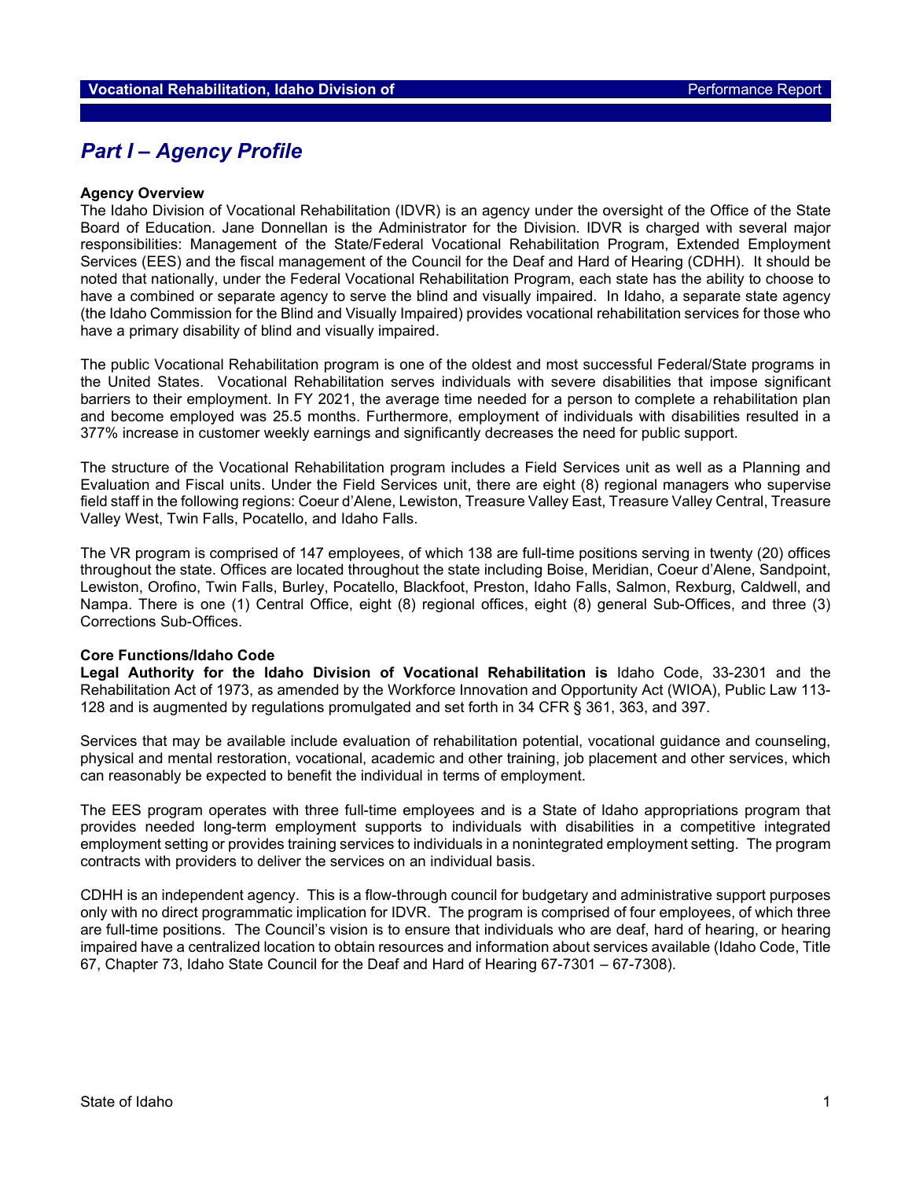# Part I – Agency Profile

**Agency Overview**

The Idaho Division of Vocational Rehabilitation (IDVR) is an agency under the oversight of the Office of the State Board of Education. Jane Donnellan is the Administrator for the Division. IDVR is charged with several major responsibilities: Management of the State/Federal Vocational Rehabilitation Program, Extended Employment Services (EES) and the fiscal management of the Council for the Deaf and Hard of Hearing (CDHH). It should be noted that nationally, under the Federal Vocational Rehabilitation Program, each state has the ability to choose to have a combined or separate agency to serve the blind and visually impaired. In Idaho, a separate state agency (the Idaho Commission for the Blind and Visually Impaired) provides vocational rehabilitation services for those who have a primary disability of blind and visually impaired.

The public Vocational Rehabilitation program is one of the oldest and most successful Federal/State programs in the United States. Vocational Rehabilitation serves individuals with severe disabilities that impose significant barriers to their employment. In FY 2021, the average time needed for a person to complete a rehabilitation plan and become employed was 25.5 months. Furthermore, employment of individuals with disabilities resulted in a 377% increase in customer weekly earnings and significantly decreases the need for public support.

The structure of the Vocational Rehabilitation program includes a Field Services unit as well as a Planning and Evaluation and Fiscal units. Under the Field Services unit, there are eight (8) regional managers who supervise field staff in the following regions: Coeur d'Alene, Lewiston, Treasure Valley East, Treasure Valley Central, Treasure Valley West, Twin Falls, Pocatello, and Idaho Falls.

The VR program is comprised of 147 employees, of which 138 are full-time positions serving in twenty (20) offices throughout the state. Offices are located throughout the state including Boise, Meridian, Coeur d'Alene, Sandpoint, Lewiston, Orofino, Twin Falls, Burley, Pocatello, Blackfoot, Preston, Idaho Falls, Salmon, Rexburg, Caldwell, and Nampa. There is one (1) Central Office, eight (8) regional offices, eight (8) general Sub-Offices, and three (3) Corrections Sub-Offices.

**Core Functions/Idaho Code**

**Legal Authority for the Idaho Division of Vocational Rehabilitation is** Idaho Code, 33-2301 and the Rehabilitation Act of 1973, as amended by the Workforce Innovation and Opportunity Act (WIOA), Public Law 113-128 and is augmented by regulations promulgated and set forth in 34 CFR § 361, 363, and 397.

Services that may be available include evaluation of rehabilitation potential, vocational guidance and counseling, physical and mental restoration, vocational, academic and other training, job placement and other services, which can reasonably be expected to benefit the individual in terms of employment.

The EES program operates with three full-time employees and is a State of Idaho appropriations program that provides needed long-term employment supports to individuals with disabilities in a competitive integrated employment setting or provides training services to individuals in a nonintegrated employment setting. The program contracts with providers to deliver the services on an individual basis.

CDHH is an independent agency. This is a flow-through council for budgetary and administrative support purposes only with no direct programmatic implication for IDVR. The program is comprised of four employees, of which three are full-time positions. The Council's vision is to ensure that individuals who are deaf, hard of hearing, or hearing impaired have a centralized location to obtain resources and information about services available (Idaho Code, Title 67, Chapter 73, Idaho State Council for the Deaf and Hard of Hearing 67-7301 – 67-7308).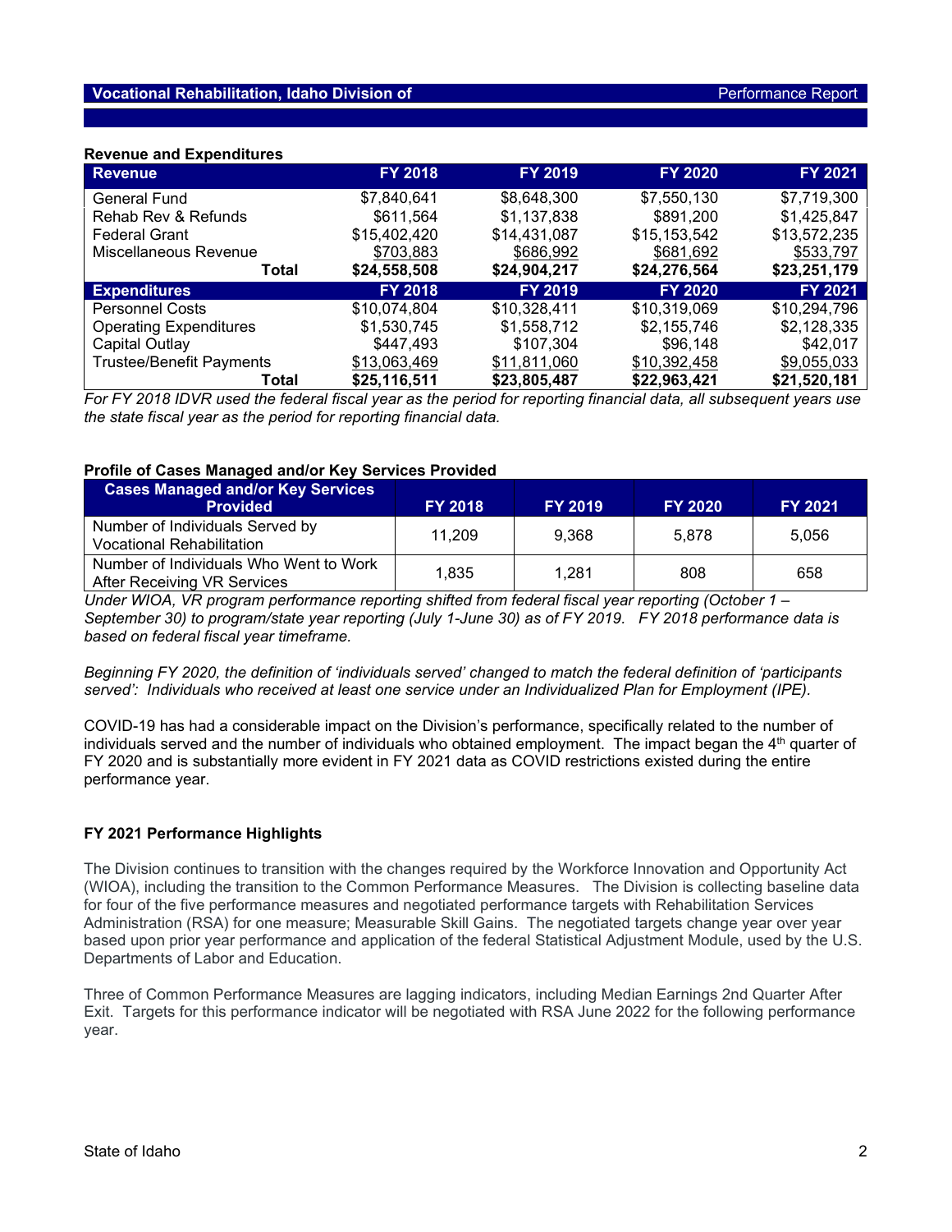### Revenue and Expenditures

| Revenue | FY 2018 | FY 2019 | FY 2020 | FY 2021 |
|---|---|---|---|---|
| General Fund | $7,840,641 | $8,648,300 | $7,550,130 | $7,719,300 |
| Rehab Rev & Refunds | $611,564 | $1,137,838 | $891,200 | $1,425,847 |
| Federal Grant | $15,402,420 | $14,431,087 | $15,153,542 | $13,572,235 |
| Miscellaneous Revenue | $703,883 | $686,992 | $681,692 | $533,797 |
| **Total** | **$24,558,508** | **$24,904,217** | **$24,276,564** | **$23,251,179** |
| **Expenditures** | **FY 2018** | **FY 2019** | **FY 2020** | **FY 2021** |
| Personnel Costs | $10,074,804 | $10,328,411 | $10,319,069 | $10,294,796 |
| Operating Expenditures | $1,530,745 | $1,558,712 | $2,155,746 | $2,128,335 |
| Capital Outlay | $447,493 | $107,304 | $96,148 | $42,017 |
| Trustee/Benefit Payments | $13,063,469 | $11,811,060 | $10,392,458 | $9,055,033 |
| **Total** | **$25,116,511** | **$23,805,487** | **$22,963,421** | **$21,520,181** |

*For FY 2018 IDVR used the federal fiscal year as the period for reporting financial data, all subsequent years use the state fiscal year as the period for reporting financial data.*

### Profile of Cases Managed and/or Key Services Provided

| Cases Managed and/or Key Services Provided | FY 2018 | FY 2019 | FY 2020 | FY 2021 |
|---|---|---|---|---|
| Number of Individuals Served by Vocational Rehabilitation | 11,209 | 9,368 | 5,878 | 5,056 |
| Number of Individuals Who Went to Work After Receiving VR Services | 1,835 | 1,281 | 808 | 658 |

*Under WIOA, VR program performance reporting shifted from federal fiscal year reporting (October 1 – September 30) to program/state year reporting (July 1-June 30) as of FY 2019. FY 2018 performance data is based on federal fiscal year timeframe.*

*Beginning FY 2020, the definition of 'individuals served' changed to match the federal definition of 'participants served': Individuals who received at least one service under an Individualized Plan for Employment (IPE).*

COVID-19 has had a considerable impact on the Division's performance, specifically related to the number of individuals served and the number of individuals who obtained employment. The impact began the 4th quarter of FY 2020 and is substantially more evident in FY 2021 data as COVID restrictions existed during the entire performance year.

### FY 2021 Performance Highlights

The Division continues to transition with the changes required by the Workforce Innovation and Opportunity Act (WIOA), including the transition to the Common Performance Measures. The Division is collecting baseline data for four of the five performance measures and negotiated performance targets with Rehabilitation Services Administration (RSA) for one measure; Measurable Skill Gains. The negotiated targets change year over year based upon prior year performance and application of the federal Statistical Adjustment Module, used by the U.S. Departments of Labor and Education.

Three of Common Performance Measures are lagging indicators, including Median Earnings 2nd Quarter After Exit. Targets for this performance indicator will be negotiated with RSA June 2022 for the following performance year.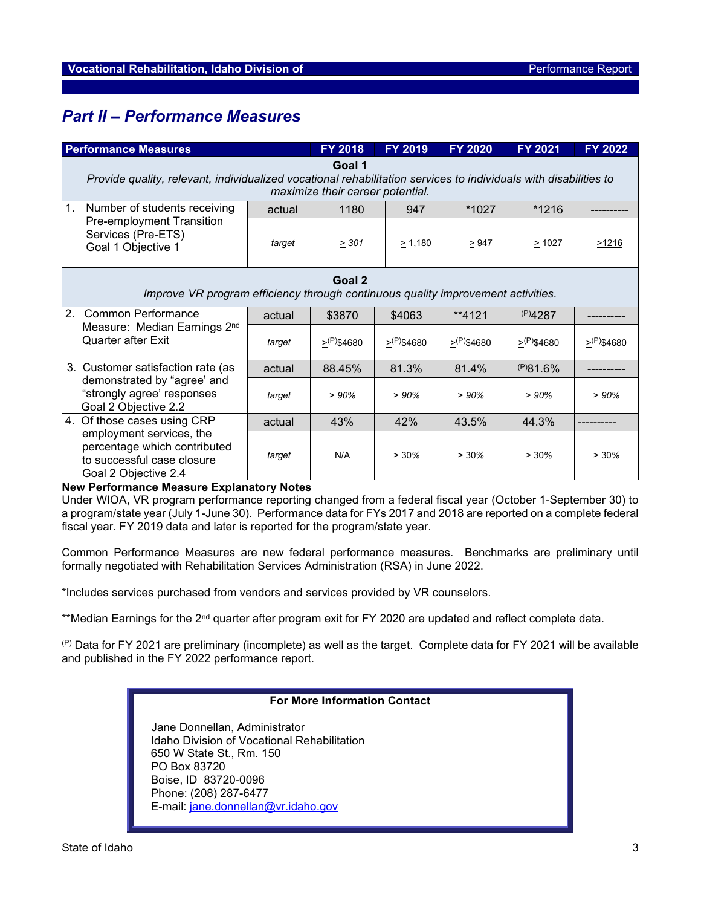## Part II – Performance Measures

| Performance Measures | | FY 2018 | FY 2019 | FY 2020 | FY 2021 | FY 2022 |
|---|---|---|---|---|---|---|
| **Goal 1** *Provide quality, relevant, individualized vocational rehabilitation services to individuals with disabilities to maximize their career potential.* | | | | | | |
| 1. Number of students receiving Pre-employment Transition Services (Pre-ETS) Goal 1 Objective 1 | actual | 1180 | 947 | *1027 | *1216 | ---------- |
| | *target* | *≥ 301* | ≥ 1,180 | ≥ 947 | ≥ 1027 | ≥1216 |
| **Goal 2** *Improve VR program efficiency through continuous quality improvement activities.* | | | | | | |
| 2. Common Performance Measure: Median Earnings 2nd Quarter after Exit | actual | $3870 | $4063 | **4121 | (P)4287 | ---------- |
| | *target* | ≥(P)$4680 | ≥(P)$4680 | ≥(P)$4680 | ≥(P)$4680 | ≥(P)$4680 |
| 3. Customer satisfaction rate (as demonstrated by “agree’ and “strongly agree’ responses Goal 2 Objective 2.2 | actual | 88.45% | 81.3% | 81.4% | (P)81.6% | ---------- |
| | *target* | *≥ 90%* | *≥ 90%* | *≥ 90%* | *≥ 90%* | *≥ 90%* |
| 4. Of those cases using CRP employment services, the percentage which contributed to successful case closure Goal 2 Objective 2.4 | actual | 43% | 42% | 43.5% | 44.3% | ---------- |
| | *target* | N/A | *≥ 30%* | *≥ 30%* | *≥ 30%* | *≥ 30%* |

**New Performance Measure Explanatory Notes**

Under WIOA, VR program performance reporting changed from a federal fiscal year (October 1-September 30) to a program/state year (July 1-June 30). Performance data for FYs 2017 and 2018 are reported on a complete federal fiscal year. FY 2019 data and later is reported for the program/state year.

Common Performance Measures are new federal performance measures. Benchmarks are preliminary until formally negotiated with Rehabilitation Services Administration (RSA) in June 2022.

*Includes services purchased from vendors and services provided by VR counselors.

**Median Earnings for the 2nd quarter after program exit for FY 2020 are updated and reflect complete data.

(P) Data for FY 2021 are preliminary (incomplete) as well as the target. Complete data for FY 2021 will be available and published in the FY 2022 performance report.

**For More Information Contact**

Jane Donnellan, Administrator
Idaho Division of Vocational Rehabilitation
650 W State St., Rm. 150
PO Box 83720
Boise, ID 83720-0096
Phone: (208) 287-6477
E-mail: jane.donnellan@vr.idaho.gov